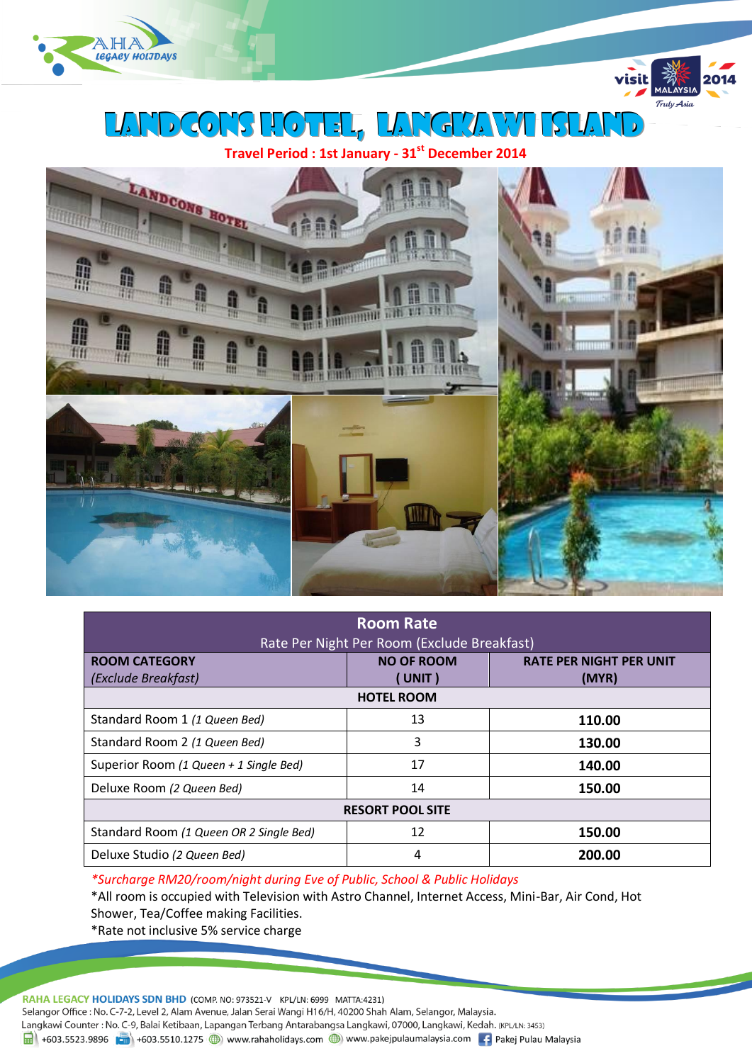RAHA Legacy Holidays

visit MALAYSIA 2014 Truly Asia

# LANDCONS HOTEL, LANGKAWI ISLAND

**Travel Period : 1st January - 31st December 2014**

| Room Rate<br>Rate Per Night Per Room (Exclude Breakfast) | | |
|---|---|---|
| **ROOM CATEGORY**<br>*(Exclude Breakfast)* | **NO OF ROOM**<br>**( UNIT )** | **RATE PER NIGHT PER UNIT**<br>**(MYR)** |
| **HOTEL ROOM** | | |
| Standard Room 1 *(1 Queen Bed)* | 13 | **110.00** |
| Standard Room 2 *(1 Queen Bed)* | 3 | **130.00** |
| Superior Room *(1 Queen + 1 Single Bed)* | 17 | **140.00** |
| Deluxe Room *(2 Queen Bed)* | 14 | **150.00** |
| **RESORT POOL SITE** | | |
| Standard Room *(1 Queen OR 2 Single Bed)* | 12 | **150.00** |
| Deluxe Studio *(2 Queen Bed)* | 4 | **200.00** |

*\*Surcharge RM20/room/night during Eve of Public, School & Public Holidays*

*All room is occupied with Television with Astro Channel, Internet Access, Mini-Bar, Air Cond, Hot Shower, Tea/Coffee making Facilities.

*Rate not inclusive 5% service charge

**RAHA LEGACY HOLIDAYS SDN BHD** (COMP. NO: 973521-V KPL/LN: 6999 MATTA:4231)
Selangor Office : No. C-7-2, Level 2, Alam Avenue, Jalan Serai Wangi H16/H, 40200 Shah Alam, Selangor, Malaysia.
Langkawi Counter : No. C-9, Balai Ketibaan, Lapangan Terbang Antarabangsa Langkawi, 07000, Langkawi, Kedah. (KPL/LN: 3453)
+603.5523.9896 | +603.5510.1275 | www.rahaholidays.com | www.pakejpulaumalaysia.com | Pakej Pulau Malaysia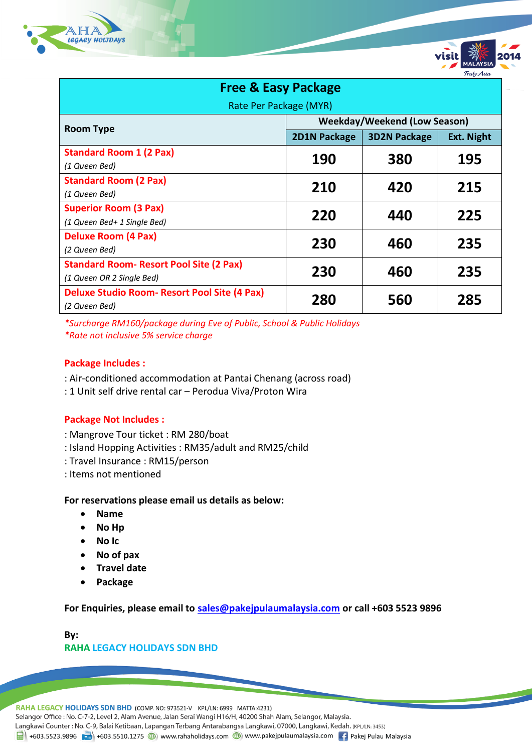| Free & Easy Package<br>Rate Per Package (MYR) | | | |
|---|---|---|---|
| Room Type | Weekday/Weekend (Low Season) | | |
| | 2D1N Package | 3D2N Package | Ext. Night |
| **Standard Room 1 (2 Pax)**<br>*(1 Queen Bed)* | 190 | 380 | 195 |
| **Standard Room (2 Pax)**<br>*(1 Queen Bed)* | 210 | 420 | 215 |
| **Superior Room (3 Pax)**<br>*(1 Queen Bed+ 1 Single Bed)* | 220 | 440 | 225 |
| **Deluxe Room (4 Pax)**<br>*(2 Queen Bed)* | 230 | 460 | 235 |
| **Standard Room- Resort Pool Site (2 Pax)**<br>*(1 Queen OR 2 Single Bed)* | 230 | 460 | 235 |
| **Deluxe Studio Room- Resort Pool Site (4 Pax)**<br>*(2 Queen Bed)* | 280 | 560 | 285 |

*\*Surcharge RM160/package during Eve of Public, School & Public Holidays*
*\*Rate not inclusive 5% service charge*

**Package Includes :**

: Air-conditioned accommodation at Pantai Chenang (across road)
: 1 Unit self drive rental car – Perodua Viva/Proton Wira

**Package Not Includes :**

: Mangrove Tour ticket : RM 280/boat
: Island Hopping Activities : RM35/adult and RM25/child
: Travel Insurance : RM15/person
: Items not mentioned

**For reservations please email us details as below:**

- **Name**
- **No Hp**
- **No Ic**
- **No of pax**
- **Travel date**
- **Package**

**For Enquiries, please email to sales@pakejpulaumalaysia.com or call +603 5523 9896**

**By:**
**RAHA LEGACY HOLIDAYS SDN BHD**

RAHA LEGACY HOLIDAYS SDN BHD (COMP. NO: 973521-V KPL/LN: 6999 MATTA:4231)
Selangor Office : No. C-7-2, Level 2, Alam Avenue, Jalan Serai Wangi H16/H, 40200 Shah Alam, Selangor, Malaysia.
Langkawi Counter : No. C-9, Balai Ketibaan, Lapangan Terbang Antarabangsa Langkawi, 07000, Langkawi, Kedah. (KPL/LN: 3453)
+603.5523.9896 +603.5510.1275 www.rahaholidays.com www.pakejpulaumalaysia.com Pakej Pulau Malaysia